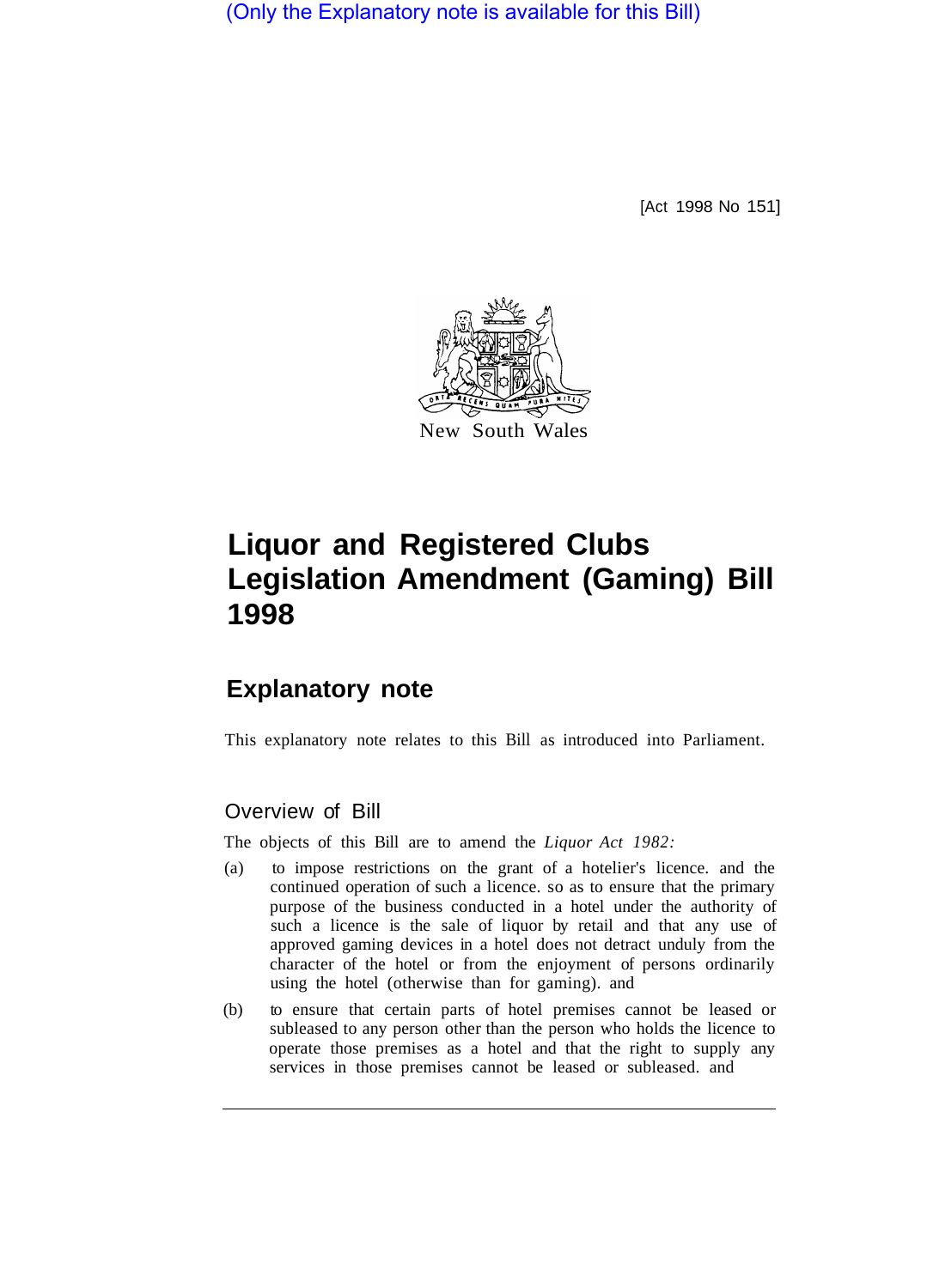(Only the Explanatory note is available for this Bill)

[Act 1998 No 151]

New South Wales

# Liquor and Registered Clubs Legislation Amendment (Gaming) Bill 1998

## Explanatory note

This explanatory note relates to this Bill as introduced into Parliament.

### Overview of Bill

The objects of this Bill are to amend the *Liquor Act 1982:*

(a) to impose restrictions on the grant of a hotelier's licence. and the continued operation of such a licence. so as to ensure that the primary purpose of the business conducted in a hotel under the authority of such a licence is the sale of liquor by retail and that any use of approved gaming devices in a hotel does not detract unduly from the character of the hotel or from the enjoyment of persons ordinarily using the hotel (otherwise than for gaming). and

(b) to ensure that certain parts of hotel premises cannot be leased or subleased to any person other than the person who holds the licence to operate those premises as a hotel and that the right to supply any services in those premises cannot be leased or subleased. and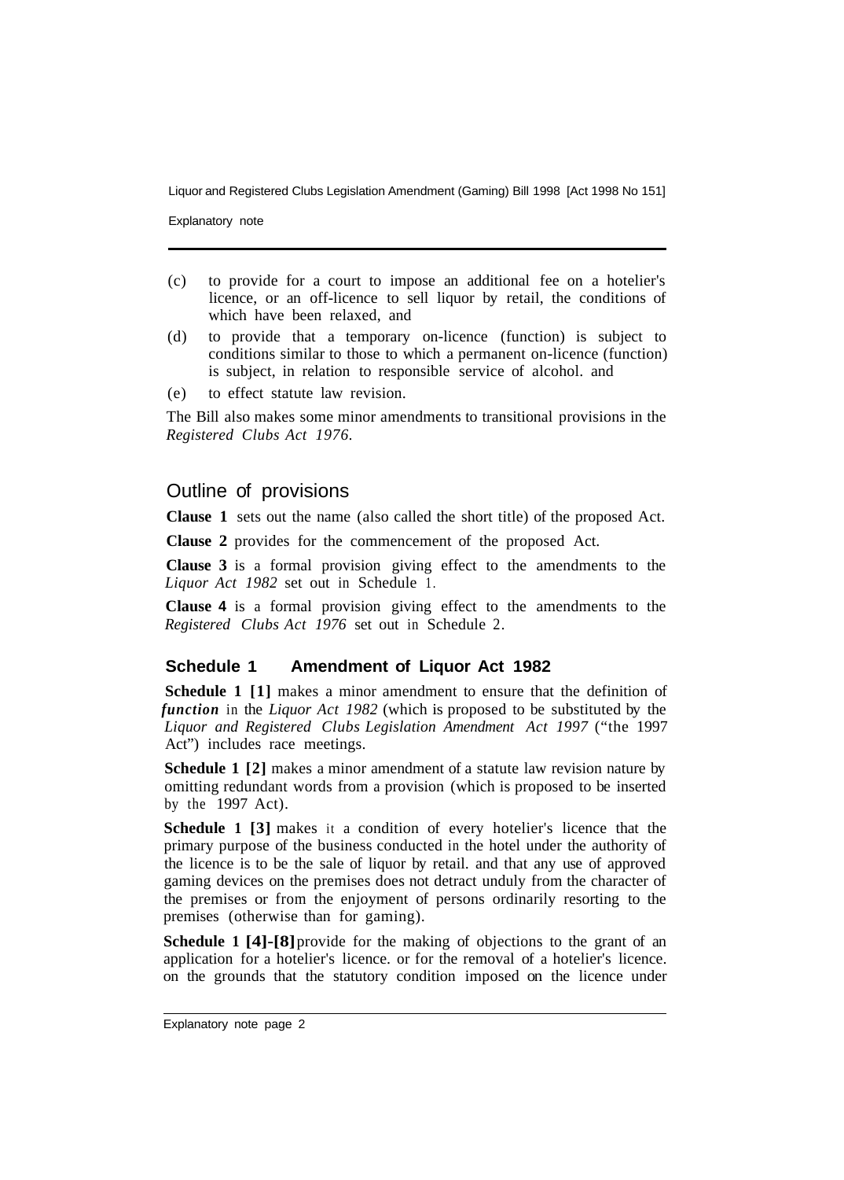(c) to provide for a court to impose an additional fee on a hotelier's licence, or an off-licence to sell liquor by retail, the conditions of which have been relaxed, and

(d) to provide that a temporary on-licence (function) is subject to conditions similar to those to which a permanent on-licence (function) is subject, in relation to responsible service of alcohol. and

(e) to effect statute law revision.

The Bill also makes some minor amendments to transitional provisions in the *Registered Clubs Act 1976*.

## Outline of provisions

**Clause 1** sets out the name (also called the short title) of the proposed Act.

**Clause 2** provides for the commencement of the proposed Act.

**Clause 3** is a formal provision giving effect to the amendments to the *Liquor Act 1982* set out in Schedule 1.

**Clause 4** is a formal provision giving effect to the amendments to the *Registered Clubs Act 1976* set out in Schedule 2.

### Schedule 1 Amendment of Liquor Act 1982

**Schedule 1 [1]** makes a minor amendment to ensure that the definition of ***function*** in the *Liquor Act 1982* (which is proposed to be substituted by the *Liquor and Registered Clubs Legislation Amendment Act 1997* ("the 1997 Act") includes race meetings.

**Schedule 1 [2]** makes a minor amendment of a statute law revision nature by omitting redundant words from a provision (which is proposed to be inserted by the 1997 Act).

**Schedule 1 [3]** makes it a condition of every hotelier's licence that the primary purpose of the business conducted in the hotel under the authority of the licence is to be the sale of liquor by retail. and that any use of approved gaming devices on the premises does not detract unduly from the character of the premises or from the enjoyment of persons ordinarily resorting to the premises (otherwise than for gaming).

**Schedule 1 [4]-[8]** provide for the making of objections to the grant of an application for a hotelier's licence. or for the removal of a hotelier's licence. on the grounds that the statutory condition imposed on the licence under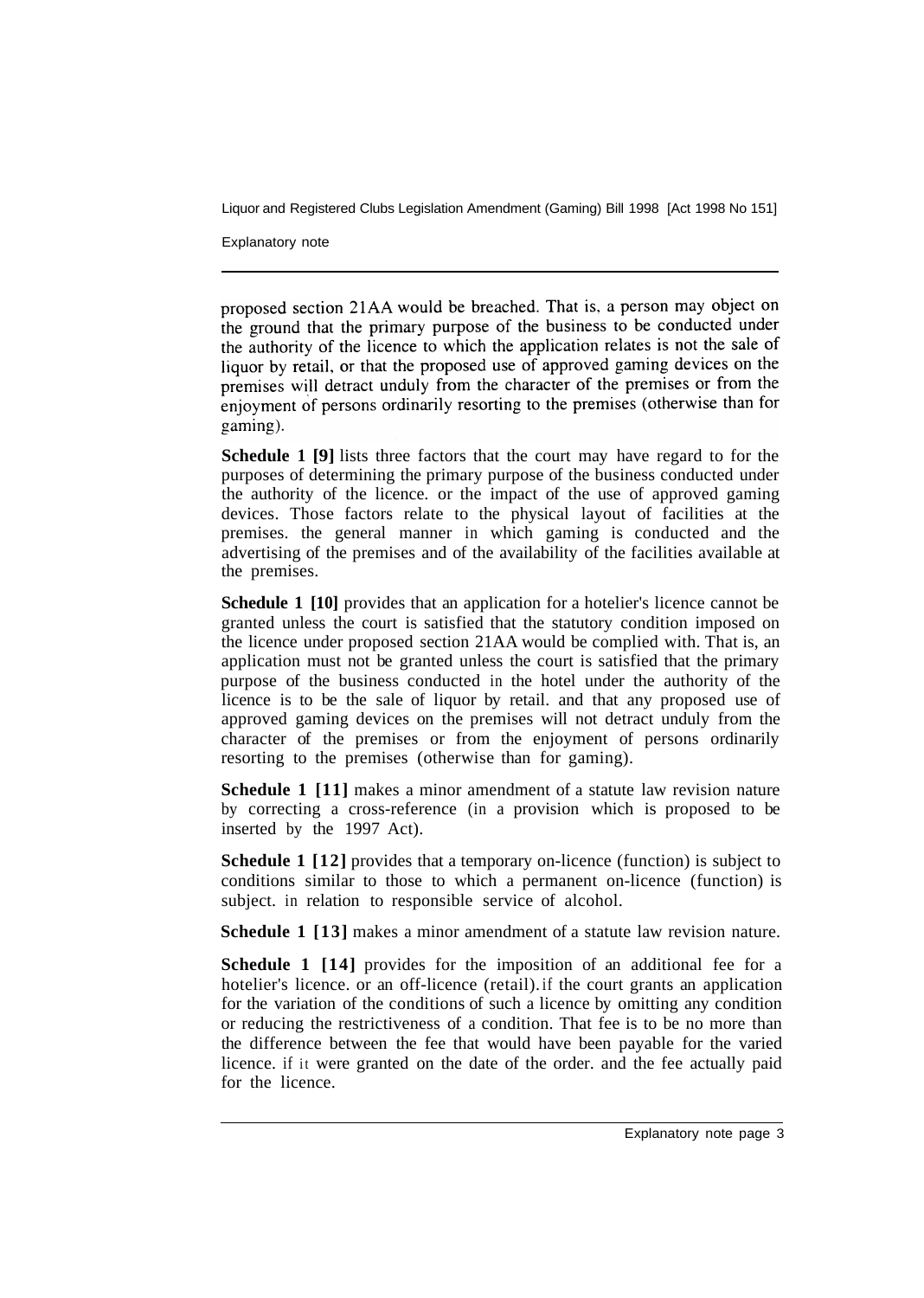proposed section 21AA would be breached. That is, a person may object on the ground that the primary purpose of the business to be conducted under the authority of the licence to which the application relates is not the sale of liquor by retail, or that the proposed use of approved gaming devices on the premises will detract unduly from the character of the premises or from the enjoyment of persons ordinarily resorting to the premises (otherwise than for gaming).

**Schedule 1 [9]** lists three factors that the court may have regard to for the purposes of determining the primary purpose of the business conducted under the authority of the licence. or the impact of the use of approved gaming devices. Those factors relate to the physical layout of facilities at the premises. the general manner in which gaming is conducted and the advertising of the premises and of the availability of the facilities available at the premises.

**Schedule 1 [10]** provides that an application for a hotelier's licence cannot be granted unless the court is satisfied that the statutory condition imposed on the licence under proposed section 21AA would be complied with. That is, an application must not be granted unless the court is satisfied that the primary purpose of the business conducted in the hotel under the authority of the licence is to be the sale of liquor by retail. and that any proposed use of approved gaming devices on the premises will not detract unduly from the character of the premises or from the enjoyment of persons ordinarily resorting to the premises (otherwise than for gaming).

**Schedule 1 [11]** makes a minor amendment of a statute law revision nature by correcting a cross-reference (in a provision which is proposed to be inserted by the 1997 Act).

**Schedule 1 [12]** provides that a temporary on-licence (function) is subject to conditions similar to those to which a permanent on-licence (function) is subject. in relation to responsible service of alcohol.

**Schedule 1 [13]** makes a minor amendment of a statute law revision nature.

**Schedule 1 [14]** provides for the imposition of an additional fee for a hotelier's licence. or an off-licence (retail). if the court grants an application for the variation of the conditions of such a licence by omitting any condition or reducing the restrictiveness of a condition. That fee is to be no more than the difference between the fee that would have been payable for the varied licence. if it were granted on the date of the order. and the fee actually paid for the licence.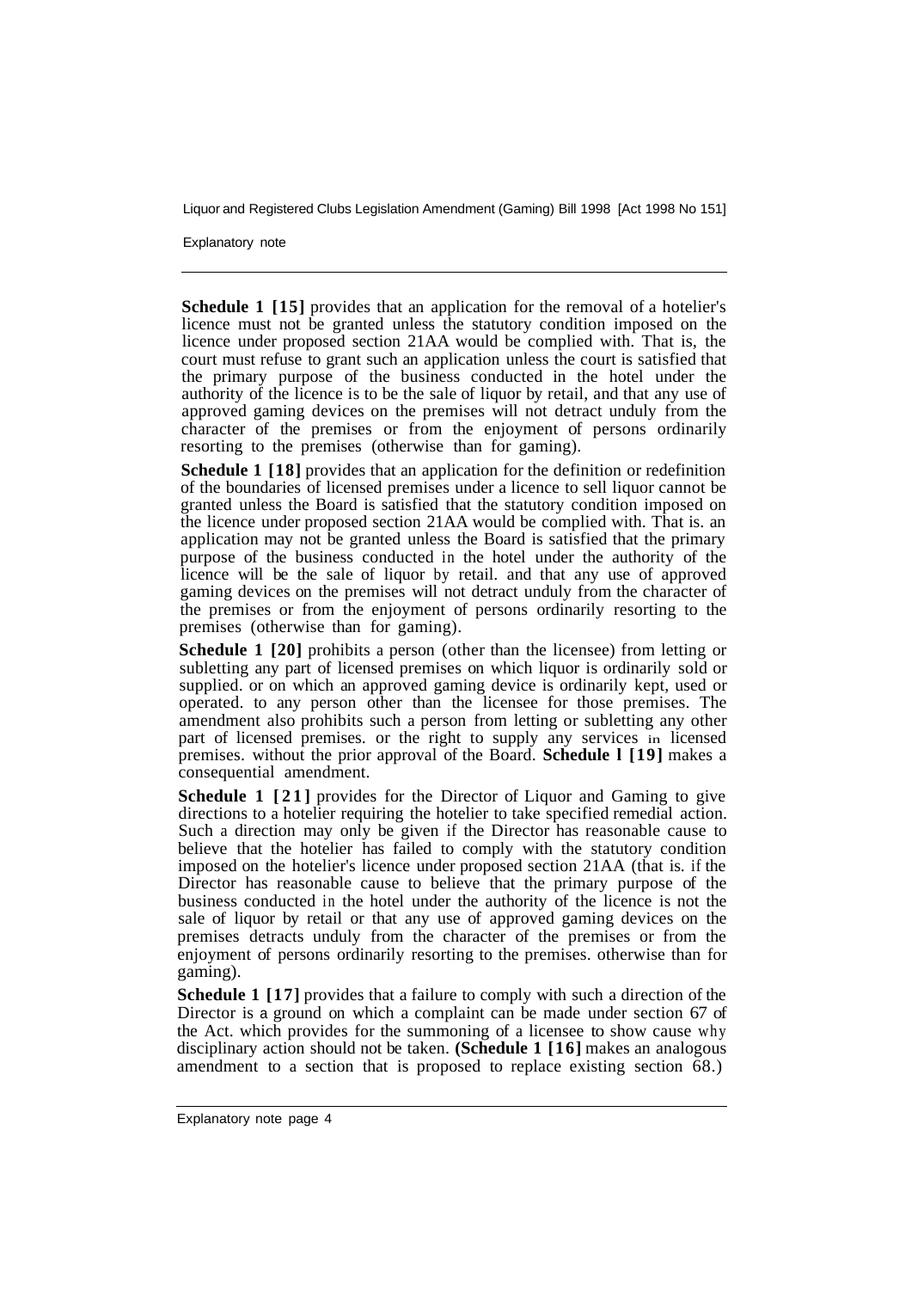**Schedule 1 [15]** provides that an application for the removal of a hotelier's licence must not be granted unless the statutory condition imposed on the licence under proposed section 21AA would be complied with. That is, the court must refuse to grant such an application unless the court is satisfied that the primary purpose of the business conducted in the hotel under the authority of the licence is to be the sale of liquor by retail, and that any use of approved gaming devices on the premises will not detract unduly from the character of the premises or from the enjoyment of persons ordinarily resorting to the premises (otherwise than for gaming).

**Schedule 1 [18]** provides that an application for the definition or redefinition of the boundaries of licensed premises under a licence to sell liquor cannot be granted unless the Board is satisfied that the statutory condition imposed on the licence under proposed section 21AA would be complied with. That is. an application may not be granted unless the Board is satisfied that the primary purpose of the business conducted in the hotel under the authority of the licence will be the sale of liquor by retail. and that any use of approved gaming devices on the premises will not detract unduly from the character of the premises or from the enjoyment of persons ordinarily resorting to the premises (otherwise than for gaming).

**Schedule 1 [20]** prohibits a person (other than the licensee) from letting or subletting any part of licensed premises on which liquor is ordinarily sold or supplied. or on which an approved gaming device is ordinarily kept, used or operated. to any person other than the licensee for those premises. The amendment also prohibits such a person from letting or subletting any other part of licensed premises. or the right to supply any services in licensed premises. without the prior approval of the Board. **Schedule l [19]** makes a consequential amendment.

**Schedule 1 [21]** provides for the Director of Liquor and Gaming to give directions to a hotelier requiring the hotelier to take specified remedial action. Such a direction may only be given if the Director has reasonable cause to believe that the hotelier has failed to comply with the statutory condition imposed on the hotelier's licence under proposed section 21AA (that is. if the Director has reasonable cause to believe that the primary purpose of the business conducted in the hotel under the authority of the licence is not the sale of liquor by retail or that any use of approved gaming devices on the premises detracts unduly from the character of the premises or from the enjoyment of persons ordinarily resorting to the premises. otherwise than for gaming).

**Schedule 1 [17]** provides that a failure to comply with such a direction of the Director is a ground on which a complaint can be made under section 67 of the Act. which provides for the summoning of a licensee to show cause why disciplinary action should not be taken. **(Schedule 1 [16]** makes an analogous amendment to a section that is proposed to replace existing section 68.)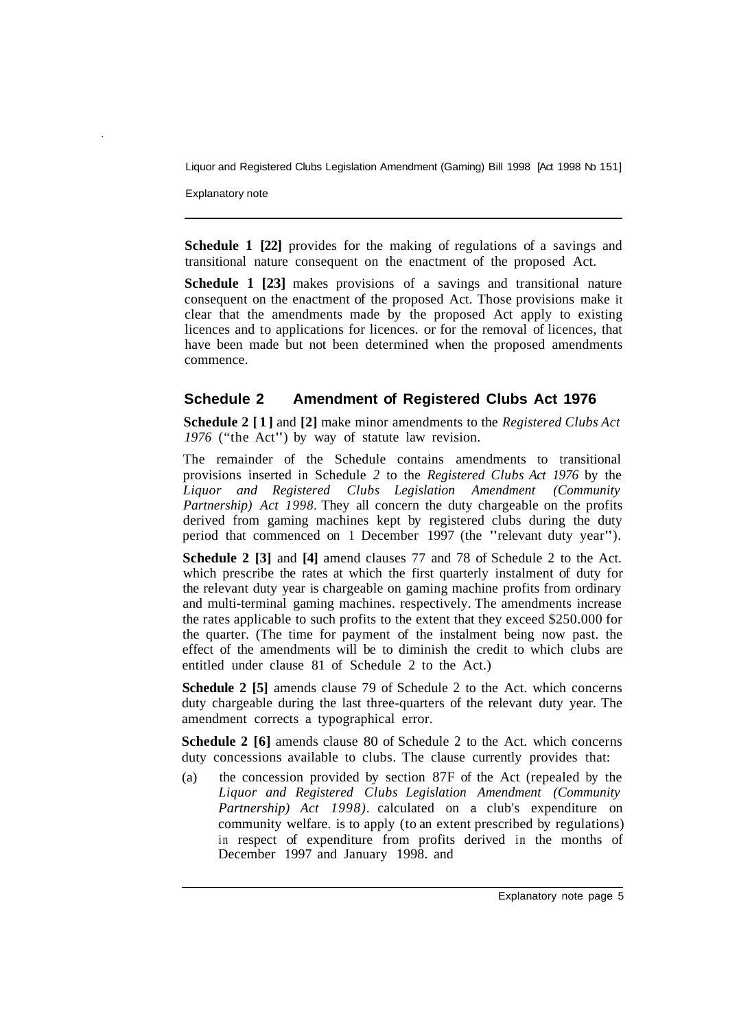**Schedule 1 [22]** provides for the making of regulations of a savings and transitional nature consequent on the enactment of the proposed Act.

**Schedule 1 [23]** makes provisions of a savings and transitional nature consequent on the enactment of the proposed Act. Those provisions make it clear that the amendments made by the proposed Act apply to existing licences and to applications for licences. or for the removal of licences, that have been made but not been determined when the proposed amendments commence.

## Schedule 2 Amendment of Registered Clubs Act 1976

**Schedule 2 [1]** and **[2]** make minor amendments to the *Registered Clubs Act 1976* ("the Act") by way of statute law revision.

The remainder of the Schedule contains amendments to transitional provisions inserted in Schedule *2* to the *Registered Clubs Act 1976* by the *Liquor and Registered Clubs Legislation Amendment (Community Partnership) Act 1998*. They all concern the duty chargeable on the profits derived from gaming machines kept by registered clubs during the duty period that commenced on 1 December 1997 (the "relevant duty year").

**Schedule 2 [3]** and **[4]** amend clauses 77 and 78 of Schedule 2 to the Act. which prescribe the rates at which the first quarterly instalment of duty for the relevant duty year is chargeable on gaming machine profits from ordinary and multi-terminal gaming machines. respectively. The amendments increase the rates applicable to such profits to the extent that they exceed $250.000 for the quarter. (The time for payment of the instalment being now past. the effect of the amendments will be to diminish the credit to which clubs are entitled under clause 81 of Schedule 2 to the Act.)

**Schedule 2 [5]** amends clause 79 of Schedule 2 to the Act. which concerns duty chargeable during the last three-quarters of the relevant duty year. The amendment corrects a typographical error.

**Schedule 2 [6]** amends clause 80 of Schedule 2 to the Act. which concerns duty concessions available to clubs. The clause currently provides that:

(a) the concession provided by section 87F of the Act (repealed by the *Liquor and Registered Clubs Legislation Amendment (Community Partnership) Act 1998)*. calculated on a club's expenditure on community welfare. is to apply (to an extent prescribed by regulations) in respect of expenditure from profits derived in the months of December 1997 and January 1998. and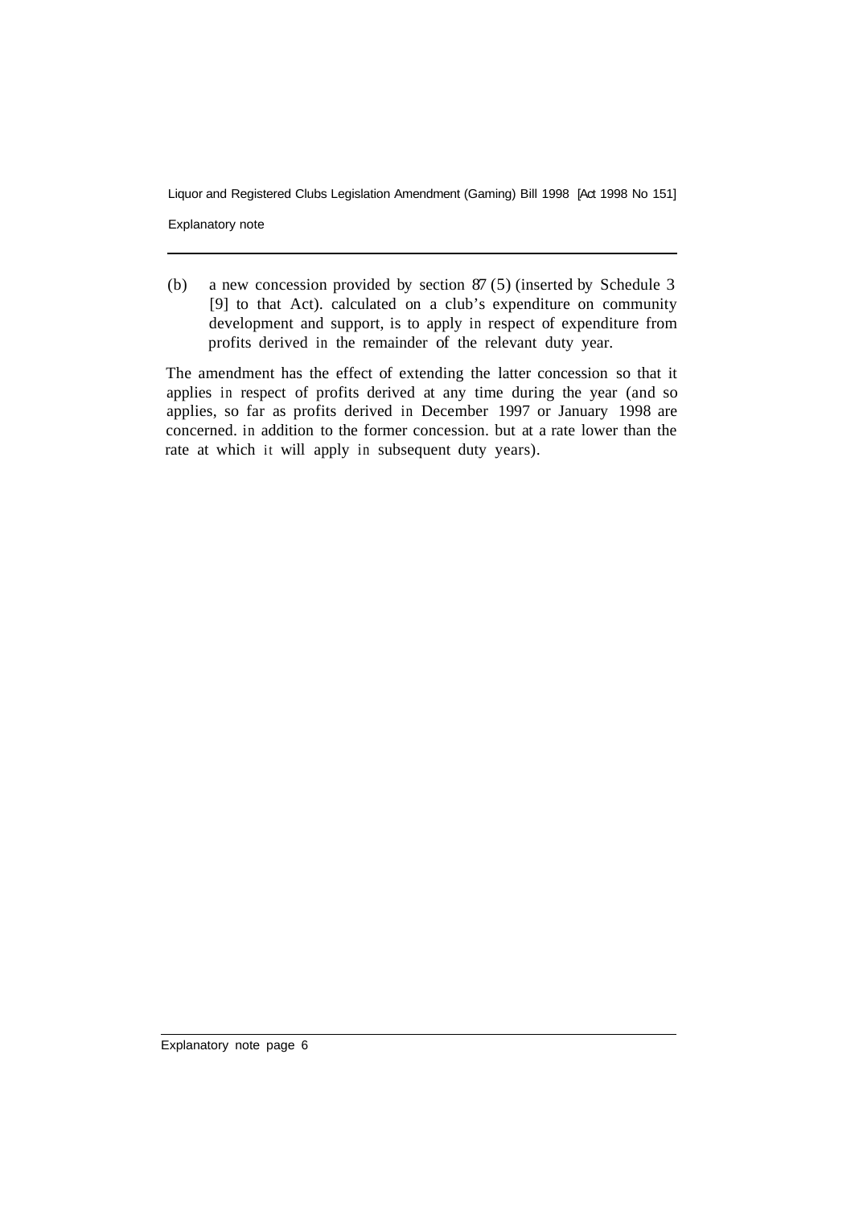(b) a new concession provided by section 87 (5) (inserted by Schedule 3 [9] to that Act). calculated on a club's expenditure on community development and support, is to apply in respect of expenditure from profits derived in the remainder of the relevant duty year.

The amendment has the effect of extending the latter concession so that it applies in respect of profits derived at any time during the year (and so applies, so far as profits derived in December 1997 or January 1998 are concerned. in addition to the former concession. but at a rate lower than the rate at which it will apply in subsequent duty years).